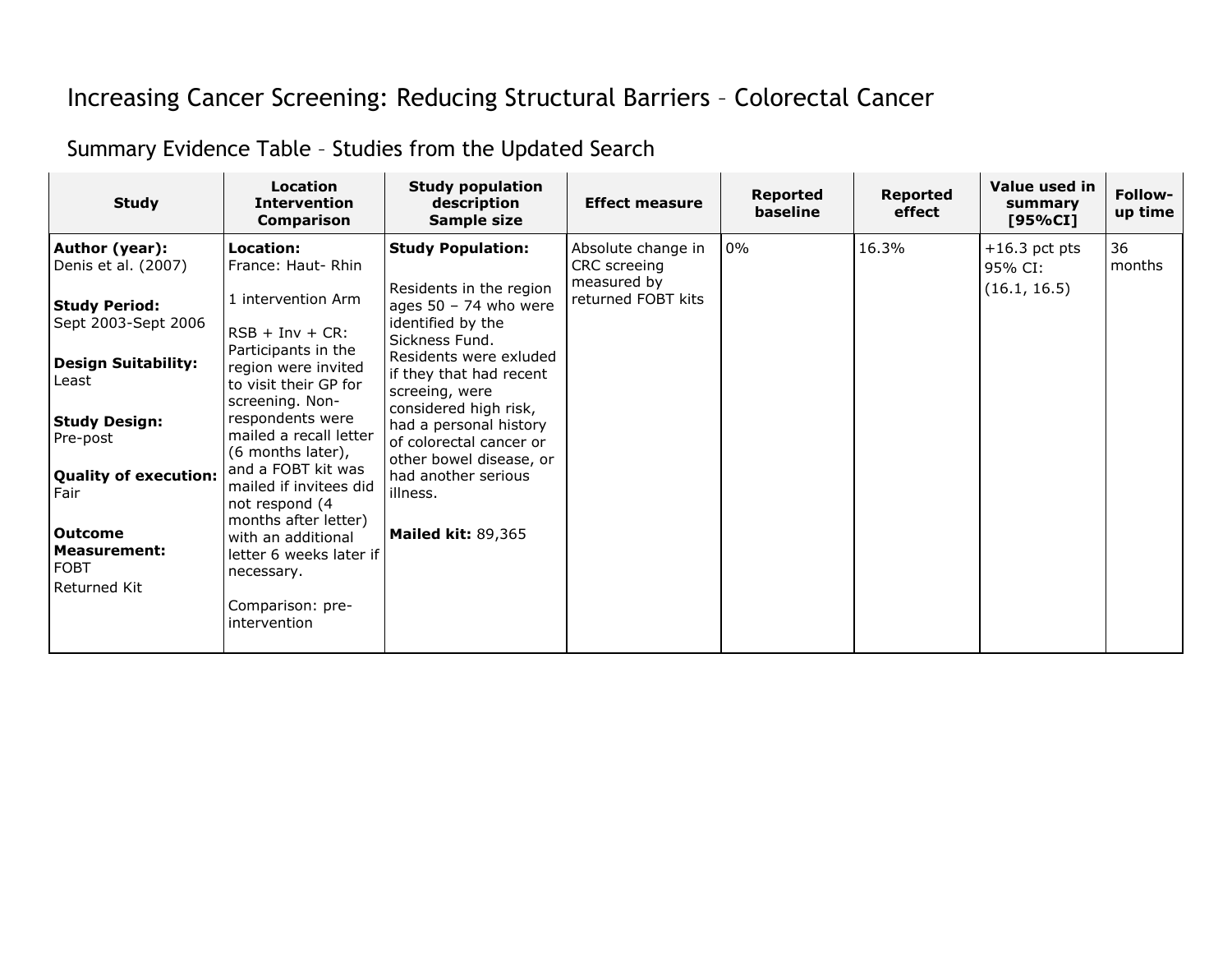# Increasing Cancer Screening: Reducing Structural Barriers – Colorectal Cancer

## Summary Evidence Table – Studies from the Updated Search

| Study | Location<br>Intervention<br>Comparison | Study population description<br>Sample size | Effect measure | Reported baseline | Reported effect | Value used in summary [95%CI] | Follow-up time |
|---|---|---|---|---|---|---|---|
| **Author (year):**<br>Denis et al. (2007)<br><br>**Study Period:**<br>Sept 2003-Sept 2006<br><br>**Design Suitability:**<br>Least<br><br>**Study Design:**<br>Pre-post<br><br>**Quality of execution:**<br>Fair<br><br>**Outcome Measurement:**<br>FOBT<br>Returned Kit | **Location:**<br>France: Haut- Rhin<br><br>1 intervention Arm<br><br>RSB + Inv + CR:<br>Participants in the region were invited to visit their GP for screening. Non-respondents were mailed a recall letter (6 months later), and a FOBT kit was mailed if invitees did not respond (4 months after letter) with an additional letter 6 weeks later if necessary.<br><br>Comparison: pre-intervention | **Study Population:**<br><br>Residents in the region ages 50 – 74 who were identified by the Sickness Fund. Residents were exluded if they that had recent screeing, were considered high risk, had a personal history of colorectal cancer or other bowel disease, or had another serious illness.<br><br>**Mailed kit:** 89,365 | Absolute change in CRC screeing measured by returned FOBT kits | 0% | 16.3% | +16.3 pct pts<br>95% CI:<br>(16.1, 16.5) | 36 months |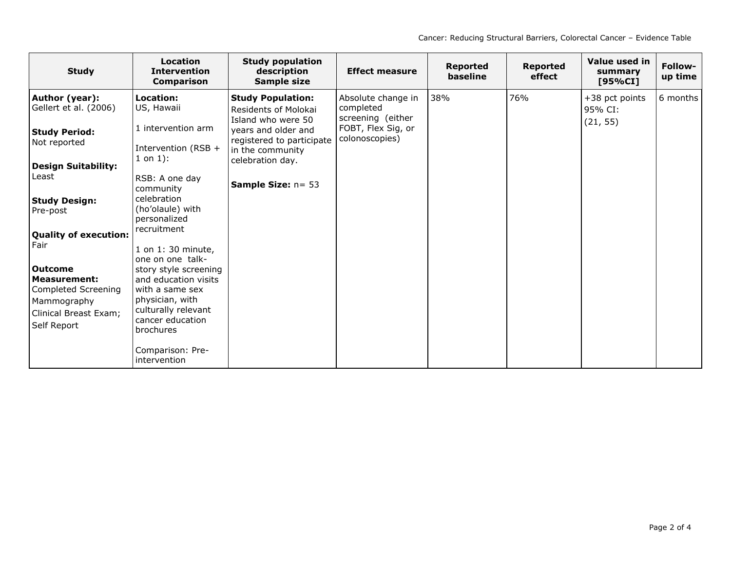| Study | Location<br>Intervention<br>Comparison | Study population description<br>Sample size | Effect measure | Reported baseline | Reported effect | Value used in summary [95%CI] | Follow-up time |
|---|---|---|---|---|---|---|---|
| **Author (year):** Gellert et al. (2006)<br><br>**Study Period:** Not reported<br><br>**Design Suitability:** Least<br><br>**Study Design:** Pre-post<br><br>**Quality of execution:** Fair<br><br>**Outcome Measurement:** Completed Screening Mammography Clinical Breast Exam; Self Report | **Location:** US, Hawaii<br><br>1 intervention arm<br><br>Intervention (RSB + 1 on 1):<br><br>RSB: A one day community celebration (ho'olaule) with personalized recruitment<br><br>1 on 1: 30 minute, one on one talk-story style screening and education visits with a same sex physician, with culturally relevant cancer education brochures<br><br>Comparison: Pre-intervention | **Study Population:** Residents of Molokai Island who were 50 years and older and registered to participate in the community celebration day.<br><br>**Sample Size:** n= 53 | Absolute change in completed screening (either FOBT, Flex Sig, or colonoscopies) | 38% | 76% | +38 pct points 95% CI: (21, 55) | 6 months |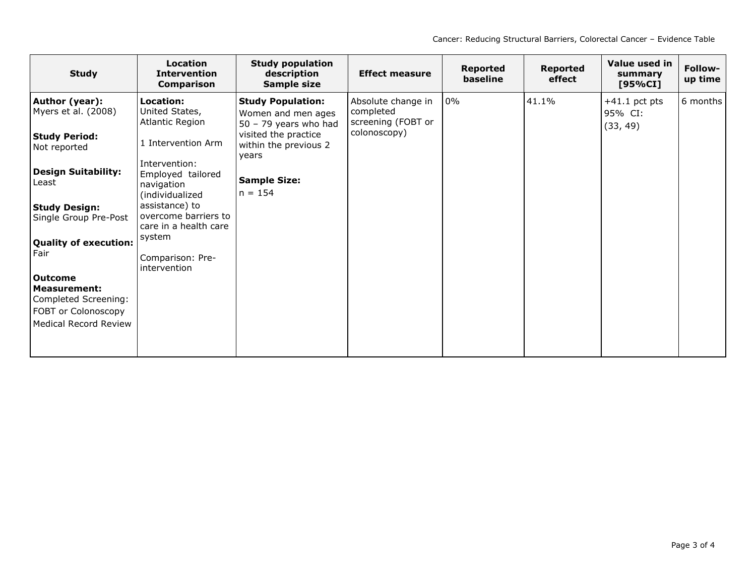| Study | Location<br>Intervention<br>Comparison | Study population description<br>Sample size | Effect measure | Reported baseline | Reported effect | Value used in summary [95%CI] | Follow-up time |
|---|---|---|---|---|---|---|---|
| **Author (year):**<br>Myers et al. (2008)<br><br>**Study Period:**<br>Not reported<br><br>**Design Suitability:**<br>Least<br><br>**Study Design:**<br>Single Group Pre-Post<br><br>**Quality of execution:**<br>Fair<br><br>**Outcome Measurement:**<br>Completed Screening: FOBT or Colonoscopy<br>Medical Record Review | **Location:**<br>United States, Atlantic Region<br><br>1 Intervention Arm<br><br>Intervention: Employed tailored navigation (individualized assistance) to overcome barriers to care in a health care system<br><br>Comparison: Pre-intervention | **Study Population:**<br>Women and men ages 50 – 79 years who had visited the practice within the previous 2 years<br><br>**Sample Size:**<br>n = 154 | Absolute change in completed screening (FOBT or colonoscopy) | 0% | 41.1% | +41.1 pct pts<br>95% CI:<br>(33, 49) | 6 months |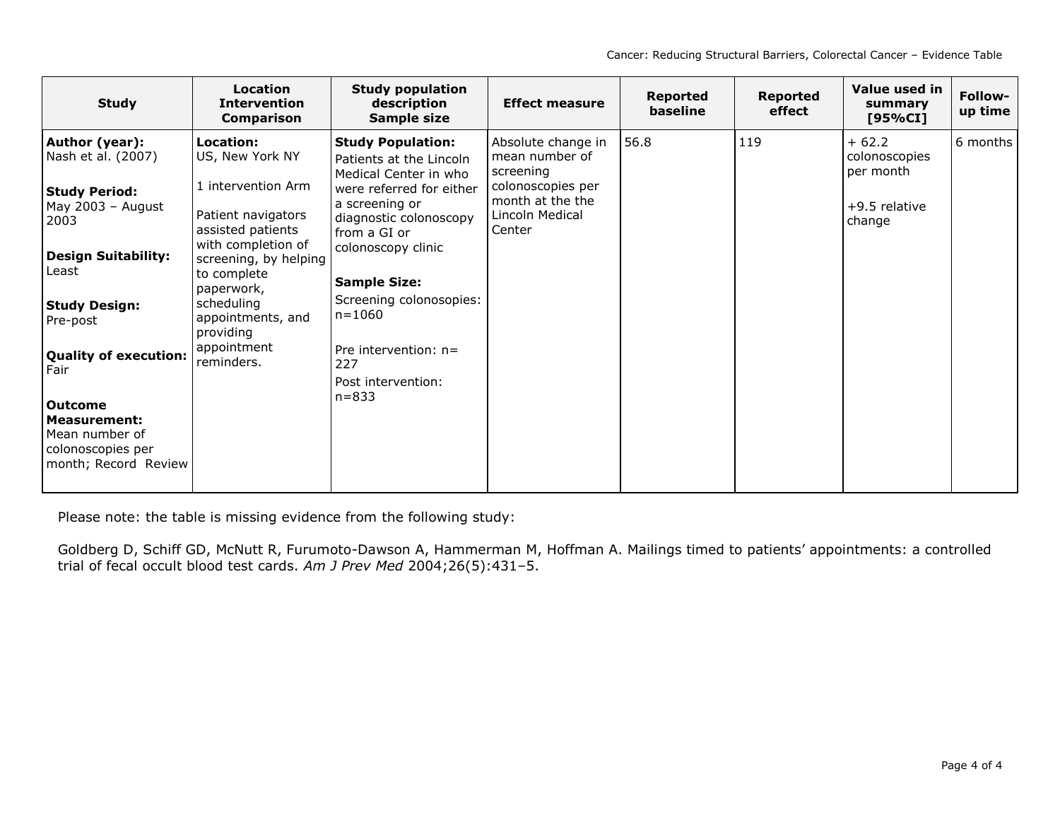| Study | Location<br>Intervention<br>Comparison | Study population description<br>Sample size | Effect measure | Reported baseline | Reported effect | Value used in summary [95%CI] | Follow-up time |
|---|---|---|---|---|---|---|---|
| **Author (year):** Nash et al. (2007)<br><br>**Study Period:** May 2003 – August 2003<br><br>**Design Suitability:** Least<br><br>**Study Design:** Pre-post<br><br>**Quality of execution:** Fair<br><br>**Outcome Measurement:** Mean number of colonoscopies per month; Record Review | **Location:** US, New York NY<br><br>1 intervention Arm<br><br>Patient navigators assisted patients with completion of screening, by helping to complete paperwork, scheduling appointments, and providing appointment reminders. | **Study Population:** Patients at the Lincoln Medical Center in who were referred for either a screening or diagnostic colonoscopy from a GI or colonoscopy clinic<br><br>**Sample Size:** Screening colonosopies: n=1060<br><br>Pre intervention: n= 227<br>Post intervention: n=833 | Absolute change in mean number of screening colonoscopies per month at the the Lincoln Medical Center | 56.8 | 119 | + 62.2 colonoscopies per month<br><br>+9.5 relative change | 6 months |

Please note: the table is missing evidence from the following study:

Goldberg D, Schiff GD, McNutt R, Furumoto-Dawson A, Hammerman M, Hoffman A. Mailings timed to patients' appointments: a controlled trial of fecal occult blood test cards. *Am J Prev Med* 2004;26(5):431–5.